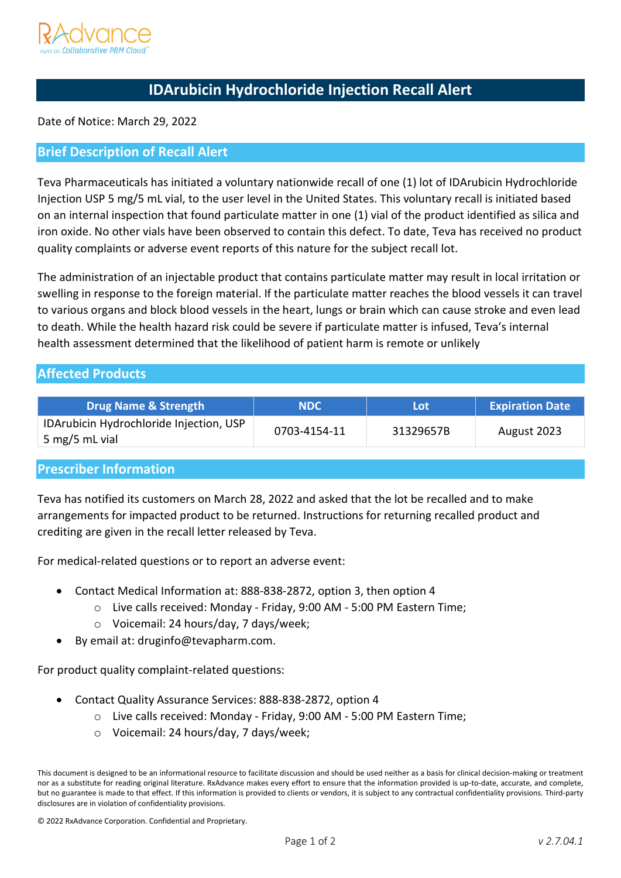# IDArubicin Hydrochloride Injection Recall Alert

Date of Notice: March 29, 2022

## Brief Description of Recall Alert

Teva Pharmaceuticals has initiated a voluntary nationwide recall of one (1) lot of IDArubicin Hydrochloride Injection USP 5 mg/5 mL vial, to the user level in the United States. This voluntary recall is initiated based on an internal inspection that found particulate matter in one (1) vial of the product identified as silica and iron oxide. No other vials have been observed to contain this defect. To date, Teva has received no product quality complaints or adverse event reports of this nature for the subject recall lot.

The administration of an injectable product that contains particulate matter may result in local irritation or swelling in response to the foreign material. If the particulate matter reaches the blood vessels it can travel to various organs and block blood vessels in the heart, lungs or brain which can cause stroke and even lead to death. While the health hazard risk could be severe if particulate matter is infused, Teva's internal health assessment determined that the likelihood of patient harm is remote or unlikely

## Affected Products

| Drug Name & Strength | NDC | Lot | Expiration Date |
|---|---|---|---|
| IDArubicin Hydrochloride Injection, USP 5 mg/5 mL vial | 0703-4154-11 | 31329657B | August 2023 |

## Prescriber Information

Teva has notified its customers on March 28, 2022 and asked that the lot be recalled and to make arrangements for impacted product to be returned. Instructions for returning recalled product and crediting are given in the recall letter released by Teva.

For medical-related questions or to report an adverse event:

- Contact Medical Information at: 888-838-2872, option 3, then option 4
  - Live calls received: Monday - Friday, 9:00 AM - 5:00 PM Eastern Time;
  - Voicemail: 24 hours/day, 7 days/week;
- By email at: druginfo@tevapharm.com.

For product quality complaint-related questions:

- Contact Quality Assurance Services: 888-838-2872, option 4
  - Live calls received: Monday - Friday, 9:00 AM - 5:00 PM Eastern Time;
  - Voicemail: 24 hours/day, 7 days/week;

This document is designed to be an informational resource to facilitate discussion and should be used neither as a basis for clinical decision-making or treatment nor as a substitute for reading original literature. RxAdvance makes every effort to ensure that the information provided is up-to-date, accurate, and complete, but no guarantee is made to that effect. If this information is provided to clients or vendors, it is subject to any contractual confidentiality provisions. Third-party disclosures are in violation of confidentiality provisions.

© 2022 RxAdvance Corporation. Confidential and Proprietary.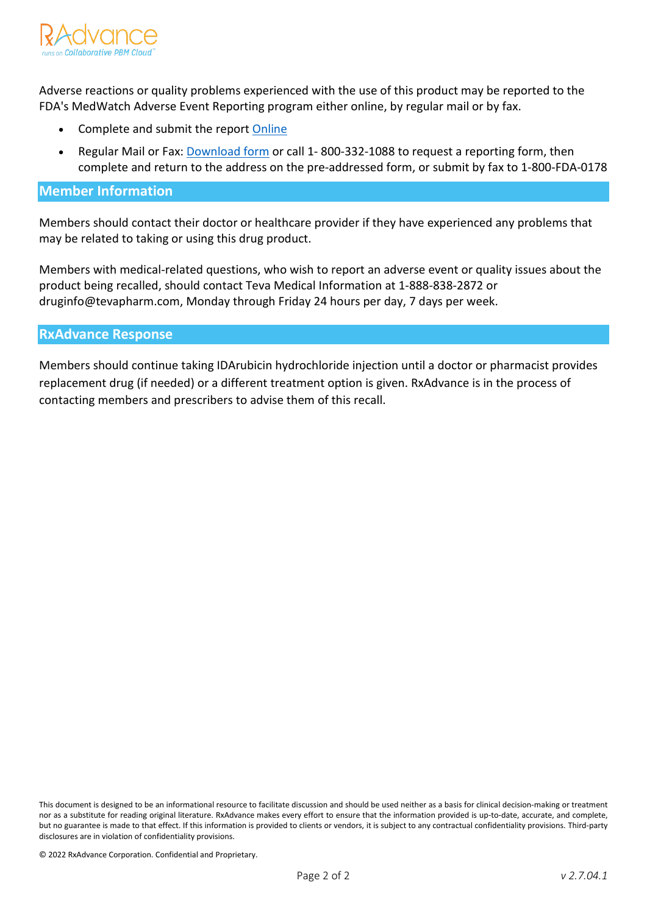Adverse reactions or quality problems experienced with the use of this product may be reported to the FDA's MedWatch Adverse Event Reporting program either online, by regular mail or by fax.

- Complete and submit the report Online
- Regular Mail or Fax: Download form or call 1- 800-332-1088 to request a reporting form, then complete and return to the address on the pre-addressed form, or submit by fax to 1-800-FDA-0178

## Member Information

Members should contact their doctor or healthcare provider if they have experienced any problems that may be related to taking or using this drug product.

Members with medical-related questions, who wish to report an adverse event or quality issues about the product being recalled, should contact Teva Medical Information at 1-888-838-2872 or druginfo@tevapharm.com, Monday through Friday 24 hours per day, 7 days per week.

## RxAdvance Response

Members should continue taking IDArubicin hydrochloride injection until a doctor or pharmacist provides replacement drug (if needed) or a different treatment option is given. RxAdvance is in the process of contacting members and prescribers to advise them of this recall.

This document is designed to be an informational resource to facilitate discussion and should be used neither as a basis for clinical decision-making or treatment nor as a substitute for reading original literature. RxAdvance makes every effort to ensure that the information provided is up-to-date, accurate, and complete, but no guarantee is made to that effect. If this information is provided to clients or vendors, it is subject to any contractual confidentiality provisions. Third-party disclosures are in violation of confidentiality provisions.

© 2022 RxAdvance Corporation. Confidential and Proprietary.

*v 2.7.04.1*